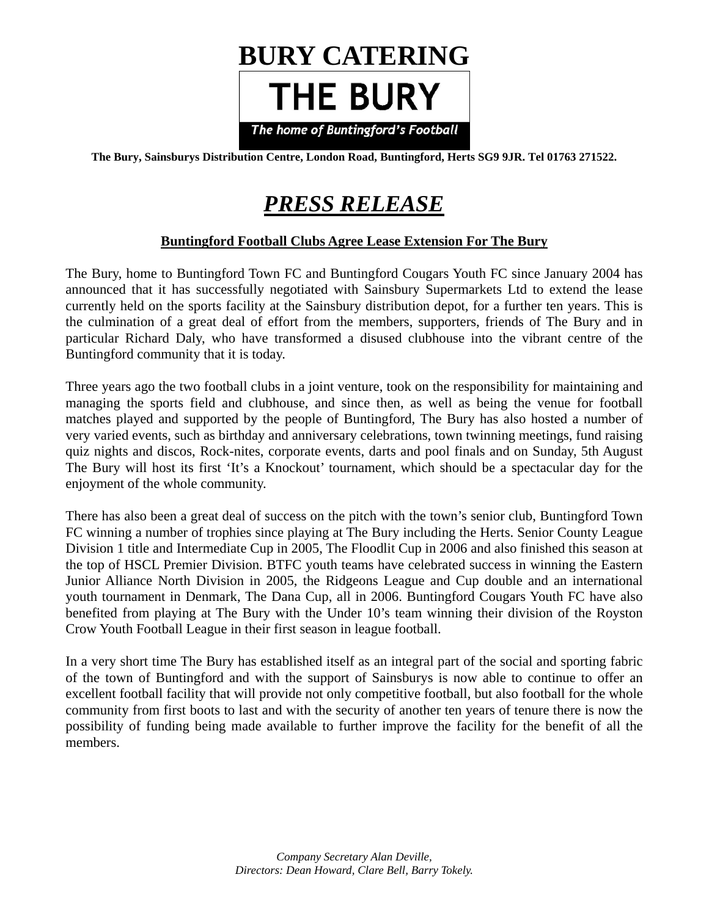# BURY CATERING

## THE BURY

*The home of Buntingford's Football*

**The Bury, Sainsburys Distribution Centre, London Road, Buntingford, Herts SG9 9JR. Tel 01763 271522.**

# ***PRESS RELEASE***

**Buntingford Football Clubs Agree Lease Extension For The Bury**

The Bury, home to Buntingford Town FC and Buntingford Cougars Youth FC since January 2004 has announced that it has successfully negotiated with Sainsbury Supermarkets Ltd to extend the lease currently held on the sports facility at the Sainsbury distribution depot, for a further ten years. This is the culmination of a great deal of effort from the members, supporters, friends of The Bury and in particular Richard Daly, who have transformed a disused clubhouse into the vibrant centre of the Buntingford community that it is today.

Three years ago the two football clubs in a joint venture, took on the responsibility for maintaining and managing the sports field and clubhouse, and since then, as well as being the venue for football matches played and supported by the people of Buntingford, The Bury has also hosted a number of very varied events, such as birthday and anniversary celebrations, town twinning meetings, fund raising quiz nights and discos, Rock-nites, corporate events, darts and pool finals and on Sunday, 5th August The Bury will host its first 'It's a Knockout' tournament, which should be a spectacular day for the enjoyment of the whole community.

There has also been a great deal of success on the pitch with the town's senior club, Buntingford Town FC winning a number of trophies since playing at The Bury including the Herts. Senior County League Division 1 title and Intermediate Cup in 2005, The Floodlit Cup in 2006 and also finished this season at the top of HSCL Premier Division. BTFC youth teams have celebrated success in winning the Eastern Junior Alliance North Division in 2005, the Ridgeons League and Cup double and an international youth tournament in Denmark, The Dana Cup, all in 2006. Buntingford Cougars Youth FC have also benefited from playing at The Bury with the Under 10's team winning their division of the Royston Crow Youth Football League in their first season in league football.

In a very short time The Bury has established itself as an integral part of the social and sporting fabric of the town of Buntingford and with the support of Sainsburys is now able to continue to offer an excellent football facility that will provide not only competitive football, but also football for the whole community from first boots to last and with the security of another ten years of tenure there is now the possibility of funding being made available to further improve the facility for the benefit of all the members.

*Company Secretary Alan Deville,*
*Directors: Dean Howard, Clare Bell, Barry Tokely.*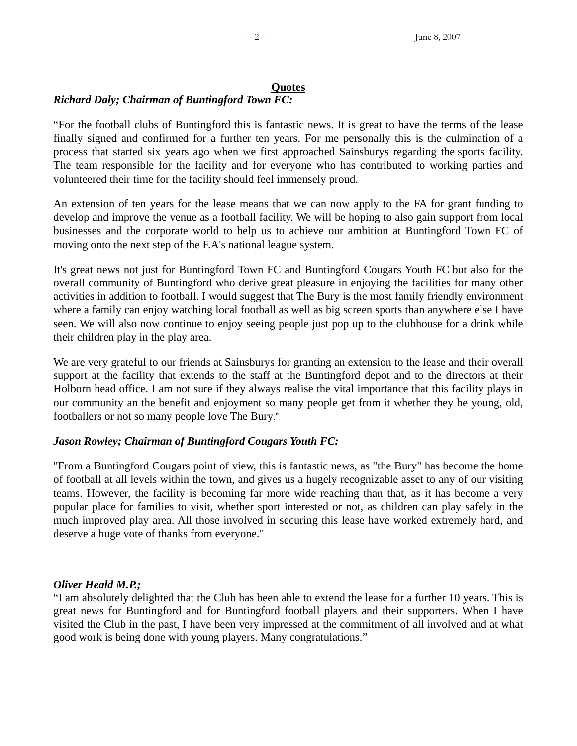## **Quotes**

***Richard Daly; Chairman of Buntingford Town FC:***

“For the football clubs of Buntingford this is fantastic news. It is great to have the terms of the lease finally signed and confirmed for a further ten years. For me personally this is the culmination of a process that started six years ago when we first approached Sainsburys regarding the sports facility. The team responsible for the facility and for everyone who has contributed to working parties and volunteered their time for the facility should feel immensely proud.

An extension of ten years for the lease means that we can now apply to the FA for grant funding to develop and improve the venue as a football facility. We will be hoping to also gain support from local businesses and the corporate world to help us to achieve our ambition at Buntingford Town FC of moving onto the next step of the F.A's national league system.

It's great news not just for Buntingford Town FC and Buntingford Cougars Youth FC but also for the overall community of Buntingford who derive great pleasure in enjoying the facilities for many other activities in addition to football. I would suggest that The Bury is the most family friendly environment where a family can enjoy watching local football as well as big screen sports than anywhere else I have seen. We will also now continue to enjoy seeing people just pop up to the clubhouse for a drink while their children play in the play area.

We are very grateful to our friends at Sainsburys for granting an extension to the lease and their overall support at the facility that extends to the staff at the Buntingford depot and to the directors at their Holborn head office. I am not sure if they always realise the vital importance that this facility plays in our community an the benefit and enjoyment so many people get from it whether they be young, old, footballers or not so many people love The Bury."

***Jason Rowley; Chairman of Buntingford Cougars Youth FC:***

"From a Buntingford Cougars point of view, this is fantastic news, as "the Bury" has become the home of football at all levels within the town, and gives us a hugely recognizable asset to any of our visiting teams. However, the facility is becoming far more wide reaching than that, as it has become a very popular place for families to visit, whether sport interested or not, as children can play safely in the much improved play area. All those involved in securing this lease have worked extremely hard, and deserve a huge vote of thanks from everyone."

***Oliver Heald M.P.;***

“I am absolutely delighted that the Club has been able to extend the lease for a further 10 years. This is great news for Buntingford and for Buntingford football players and their supporters. When I have visited the Club in the past, I have been very impressed at the commitment of all involved and at what good work is being done with young players. Many congratulations.”